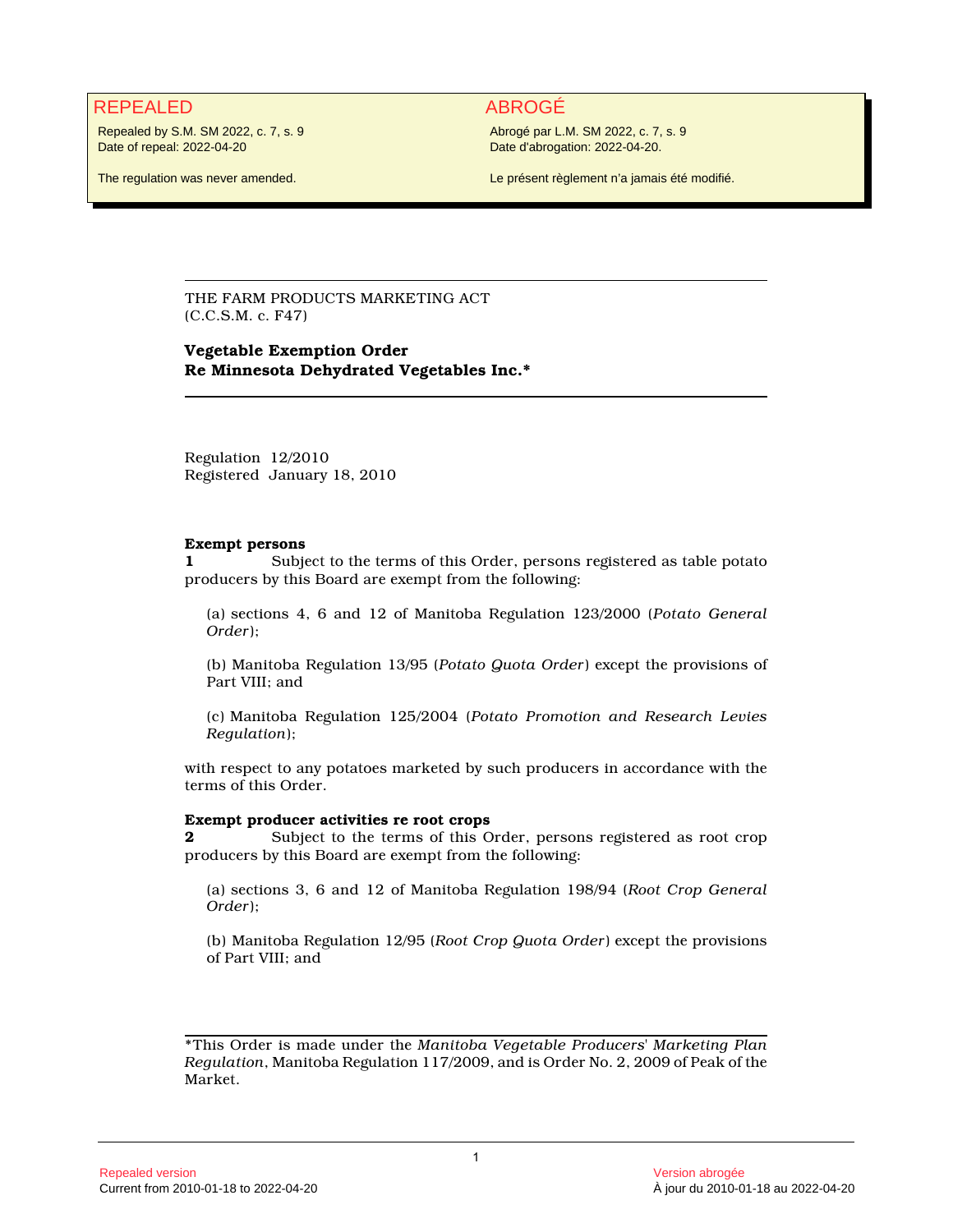REPEALED

Repealed by S.M. SM 2022, c. 7, s. 9
Date of repeal: 2022-04-20

The regulation was never amended.

ABROGÉ

Abrogé par L.M. SM 2022, c. 7, s. 9
Date d'abrogation: 2022-04-20.

Le présent règlement n'a jamais été modifié.

---

THE FARM PRODUCTS MARKETING ACT
(C.C.S.M. c. F47)

**Vegetable Exemption Order**
**Re Minnesota Dehydrated Vegetables Inc.***

---

Regulation 12/2010
Registered January 18, 2010

**Exempt persons**
**1** Subject to the terms of this Order, persons registered as table potato producers by this Board are exempt from the following:

(a) sections 4, 6 and 12 of Manitoba Regulation 123/2000 (*Potato General Order*);

(b) Manitoba Regulation 13/95 (*Potato Quota Order*) except the provisions of Part VIII; and

(c) Manitoba Regulation 125/2004 (*Potato Promotion and Research Levies Regulation*);

with respect to any potatoes marketed by such producers in accordance with the terms of this Order.

**Exempt producer activities re root crops**
**2** Subject to the terms of this Order, persons registered as root crop producers by this Board are exempt from the following:

(a) sections 3, 6 and 12 of Manitoba Regulation 198/94 (*Root Crop General Order*);

(b) Manitoba Regulation 12/95 (*Root Crop Quota Order*) except the provisions of Part VIII; and

---

*This Order is made under the *Manitoba Vegetable Producers' Marketing Plan Regulation*, Manitoba Regulation 117/2009, and is Order No. 2, 2009 of Peak of the Market.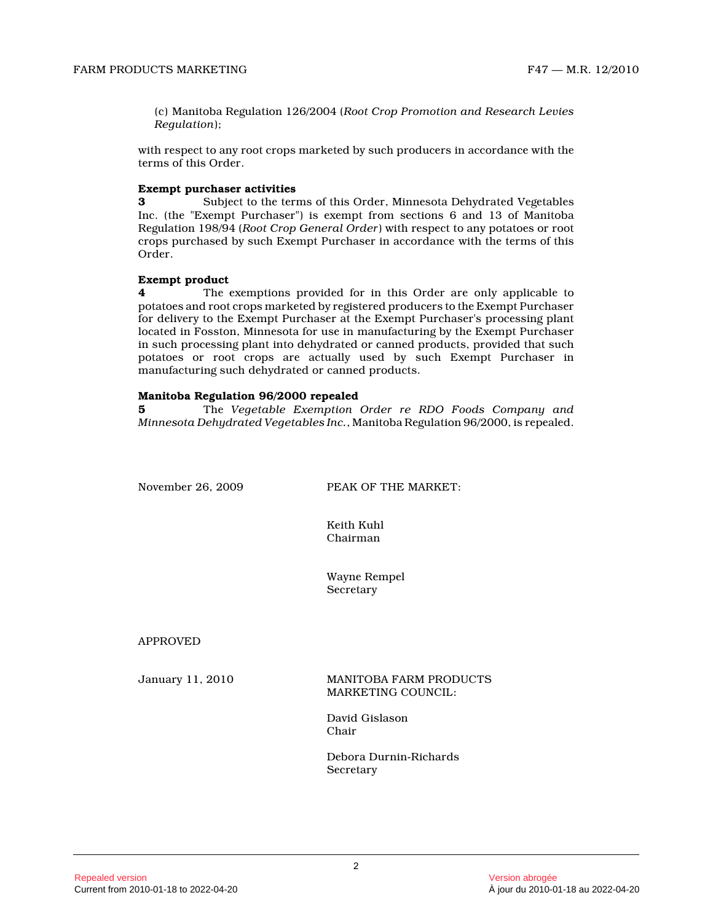(c) Manitoba Regulation 126/2004 (*Root Crop Promotion and Research Levies Regulation*);

with respect to any root crops marketed by such producers in accordance with the terms of this Order.

**Exempt purchaser activities**

**3** Subject to the terms of this Order, Minnesota Dehydrated Vegetables Inc. (the "Exempt Purchaser") is exempt from sections 6 and 13 of Manitoba Regulation 198/94 (*Root Crop General Order*) with respect to any potatoes or root crops purchased by such Exempt Purchaser in accordance with the terms of this Order.

**Exempt product**

**4** The exemptions provided for in this Order are only applicable to potatoes and root crops marketed by registered producers to the Exempt Purchaser for delivery to the Exempt Purchaser at the Exempt Purchaser's processing plant located in Fosston, Minnesota for use in manufacturing by the Exempt Purchaser in such processing plant into dehydrated or canned products, provided that such potatoes or root crops are actually used by such Exempt Purchaser in manufacturing such dehydrated or canned products.

**Manitoba Regulation 96/2000 repealed**

**5** The *Vegetable Exemption Order re RDO Foods Company and Minnesota Dehydrated Vegetables Inc.*, Manitoba Regulation 96/2000, is repealed.

November 26, 2009

PEAK OF THE MARKET:

Keith Kuhl
Chairman

Wayne Rempel
Secretary

APPROVED

January 11, 2010

MANITOBA FARM PRODUCTS MARKETING COUNCIL:

David Gislason
Chair

Debora Durnin-Richards
Secretary

Repealed version
Current from 2010-01-18 to 2022-04-20

Version abrogée
À jour du 2010-01-18 au 2022-04-20